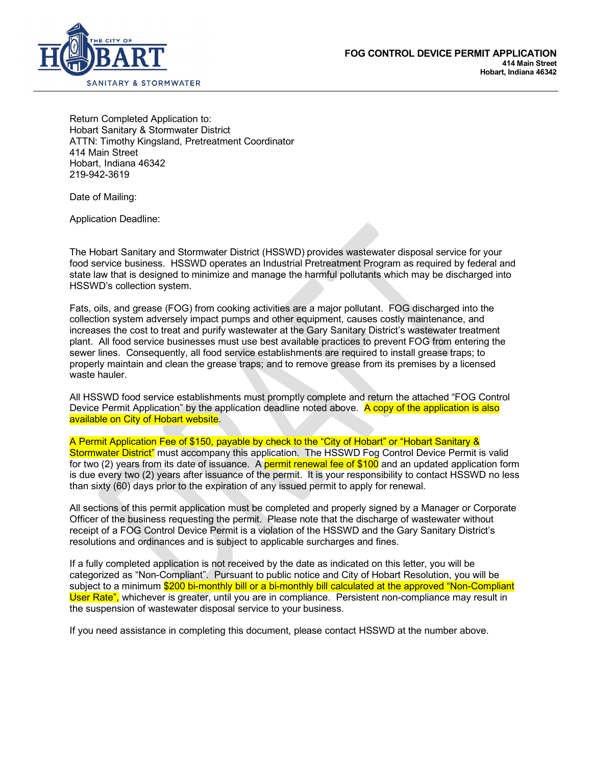# FOG CONTROL DEVICE PERMIT APPLICATION

**414 Main Street**
**Hobart, Indiana 46342**

Return Completed Application to:
Hobart Sanitary & Stormwater District
ATTN: Timothy Kingsland, Pretreatment Coordinator
414 Main Street
Hobart, Indiana 46342
219-942-3619

Date of Mailing:

Application Deadline:

The Hobart Sanitary and Stormwater District (HSSWD) provides wastewater disposal service for your food service business. HSSWD operates an Industrial Pretreatment Program as required by federal and state law that is designed to minimize and manage the harmful pollutants which may be discharged into HSSWD's collection system.

Fats, oils, and grease (FOG) from cooking activities are a major pollutant. FOG discharged into the collection system adversely impact pumps and other equipment, causes costly maintenance, and increases the cost to treat and purify wastewater at the Gary Sanitary District's wastewater treatment plant. All food service businesses must use best available practices to prevent FOG from entering the sewer lines. Consequently, all food service establishments are required to install grease traps; to properly maintain and clean the grease traps; and to remove grease from its premises by a licensed waste hauler.

All HSSWD food service establishments must promptly complete and return the attached "FOG Control Device Permit Application" by the application deadline noted above. A copy of the application is also available on City of Hobart website.

A Permit Application Fee of $150, payable by check to the "City of Hobart" or "Hobart Sanitary & Stormwater District" must accompany this application. The HSSWD Fog Control Device Permit is valid for two (2) years from its date of issuance. A permit renewal fee of $100 and an updated application form is due every two (2) years after issuance of the permit. It is your responsibility to contact HSSWD no less than sixty (60) days prior to the expiration of any issued permit to apply for renewal.

All sections of this permit application must be completed and properly signed by a Manager or Corporate Officer of the business requesting the permit. Please note that the discharge of wastewater without receipt of a FOG Control Device Permit is a violation of the HSSWD and the Gary Sanitary District's resolutions and ordinances and is subject to applicable surcharges and fines.

If a fully completed application is not received by the date as indicated on this letter, you will be categorized as "Non-Compliant". Pursuant to public notice and City of Hobart Resolution, you will be subject to a minimum $200 bi-monthly bill or a bi-monthly bill calculated at the approved "Non-Compliant User Rate", whichever is greater, until you are in compliance. Persistent non-compliance may result in the suspension of wastewater disposal service to your business.

If you need assistance in completing this document, please contact HSSWD at the number above.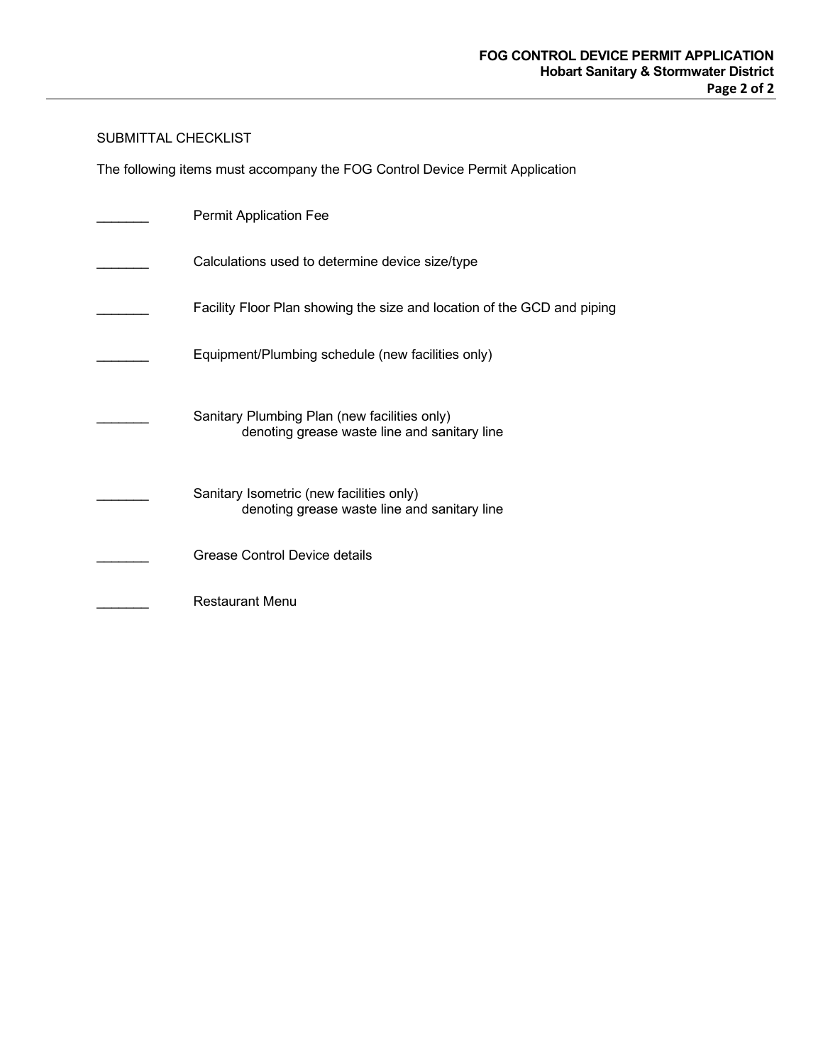SUBMITTAL CHECKLIST

The following items must accompany the FOG Control Device Permit Application

- _______ Permit Application Fee
- _______ Calculations used to determine device size/type
- _______ Facility Floor Plan showing the size and location of the GCD and piping
- _______ Equipment/Plumbing schedule (new facilities only)
- _______ Sanitary Plumbing Plan (new facilities only)
  denoting grease waste line and sanitary line
- _______ Sanitary Isometric (new facilities only)
  denoting grease waste line and sanitary line
- _______ Grease Control Device details
- _______ Restaurant Menu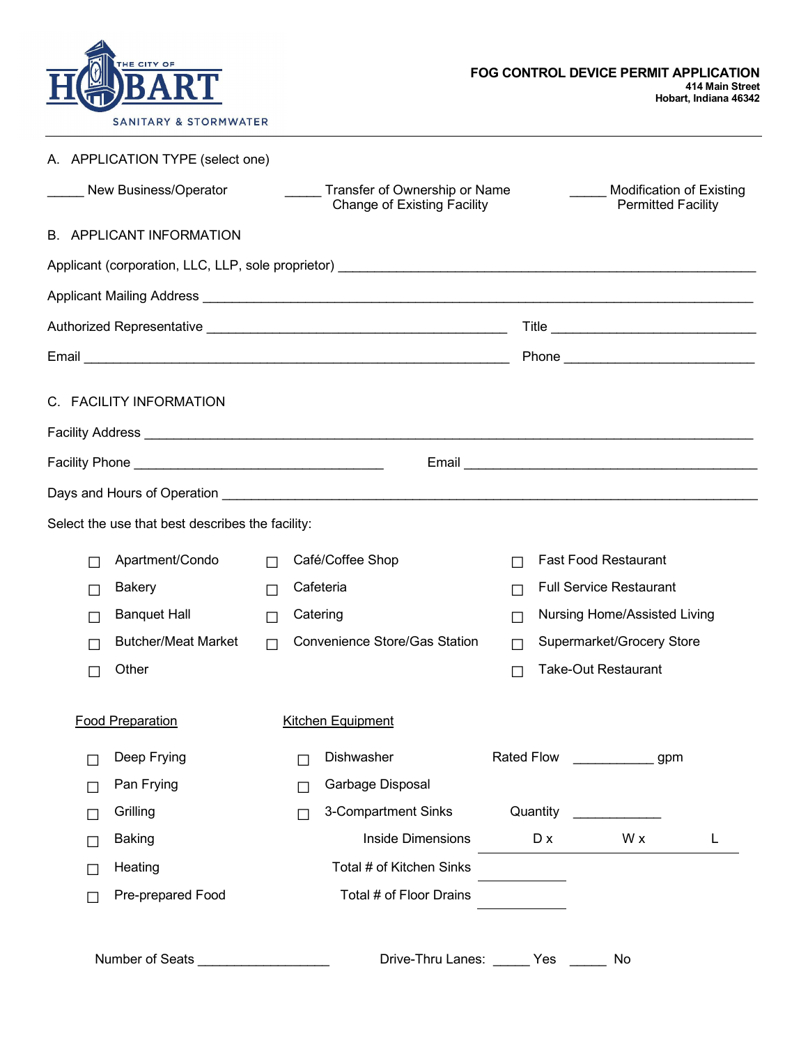THE CITY OF HOBART
SANITARY & STORMWATER

**FOG CONTROL DEVICE PERMIT APPLICATION**
**414 Main Street**
**Hobart, Indiana 46342**

A. APPLICATION TYPE (select one)

_____ New Business/Operator     _____ Transfer of Ownership or Name Change of Existing Facility     _____ Modification of Existing Permitted Facility

B. APPLICANT INFORMATION

Applicant (corporation, LLC, LLP, sole proprietor) ___________________________________________

Applicant Mailing Address ___________________________________________

Authorized Representative ______________________________ Title ____________________

Email ___________________________________________ Phone ____________________

C. FACILITY INFORMATION

Facility Address ___________________________________________

Facility Phone _________________________ Email ______________________________

Days and Hours of Operation ___________________________________________

Select the use that best describes the facility:

| | | |
|---|---|---|
| ☐ Apartment/Condo | ☐ Café/Coffee Shop | ☐ Fast Food Restaurant |
| ☐ Bakery | ☐ Cafeteria | ☐ Full Service Restaurant |
| ☐ Banquet Hall | ☐ Catering | ☐ Nursing Home/Assisted Living |
| ☐ Butcher/Meat Market | ☐ Convenience Store/Gas Station | ☐ Supermarket/Grocery Store |
| ☐ Other | | ☐ Take-Out Restaurant |

<u>Food Preparation</u>

☐ Deep Frying
☐ Pan Frying
☐ Grilling
☐ Baking
☐ Heating
☐ Pre-prepared Food

<u>Kitchen Equipment</u>

☐ Dishwasher     Rated Flow __________ gpm
☐ Garbage Disposal
☐ 3-Compartment Sinks     Quantity __________
Inside Dimensions     D x     W x     L
Total # of Kitchen Sinks __________
Total # of Floor Drains __________

Number of Seats ________________     Drive-Thru Lanes: _____ Yes _____ No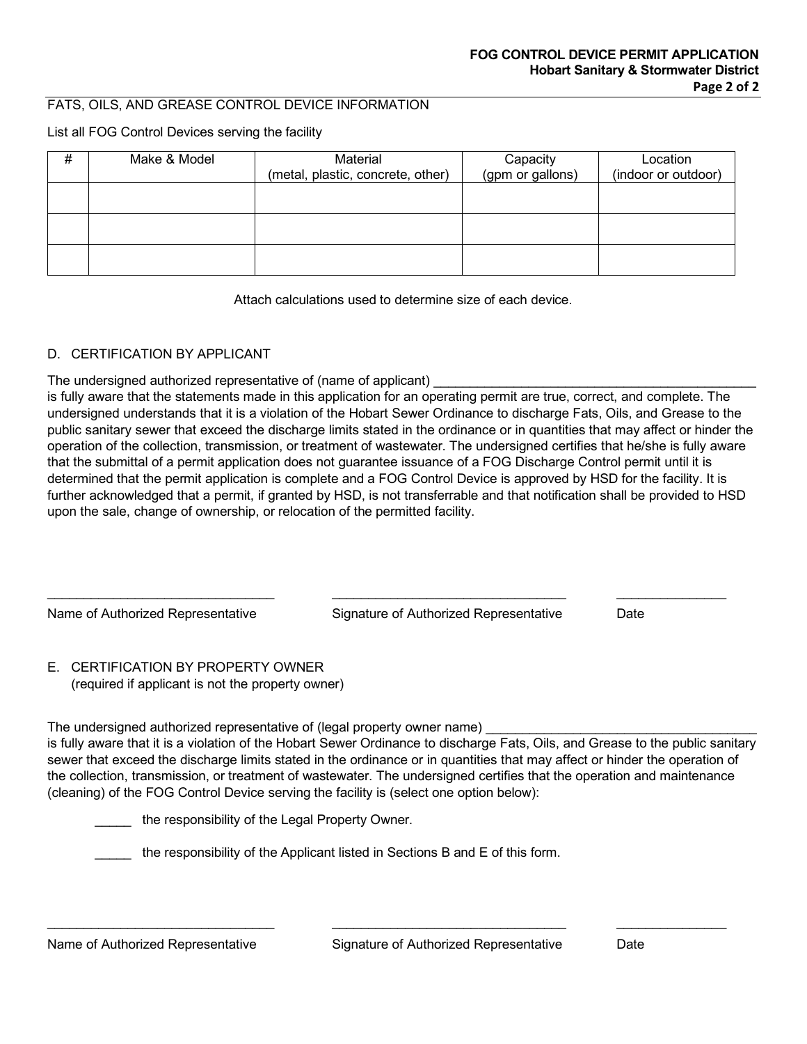FATS, OILS, AND GREASE CONTROL DEVICE INFORMATION

List all FOG Control Devices serving the facility

| # | Make & Model | Material (metal, plastic, concrete, other) | Capacity (gpm or gallons) | Location (indoor or outdoor) |
|---|---|---|---|---|
| | | | | |
| | | | | |
| | | | | |

Attach calculations used to determine size of each device.

D. CERTIFICATION BY APPLICANT

The undersigned authorized representative of (name of applicant) _____________________________________________ is fully aware that the statements made in this application for an operating permit are true, correct, and complete. The undersigned understands that it is a violation of the Hobart Sewer Ordinance to discharge Fats, Oils, and Grease to the public sanitary sewer that exceed the discharge limits stated in the ordinance or in quantities that may affect or hinder the operation of the collection, transmission, or treatment of wastewater. The undersigned certifies that he/she is fully aware that the submittal of a permit application does not guarantee issuance of a FOG Discharge Control permit until it is determined that the permit application is complete and a FOG Control Device is approved by HSD for the facility. It is further acknowledged that a permit, if granted by HSD, is not transferrable and that notification shall be provided to HSD upon the sale, change of ownership, or relocation of the permitted facility.

_______________________________ _________________________________ _______________

Name of Authorized Representative Signature of Authorized Representative Date

E. CERTIFICATION BY PROPERTY OWNER
(required if applicant is not the property owner)

The undersigned authorized representative of (legal property owner name) _____________________________________ is fully aware that it is a violation of the Hobart Sewer Ordinance to discharge Fats, Oils, and Grease to the public sanitary sewer that exceed the discharge limits stated in the ordinance or in quantities that may affect or hinder the operation of the collection, transmission, or treatment of wastewater. The undersigned certifies that the operation and maintenance (cleaning) of the FOG Control Device serving the facility is (select one option below):

_____ the responsibility of the Legal Property Owner.

_____ the responsibility of the Applicant listed in Sections B and E of this form.

_______________________________ _________________________________ _______________

Name of Authorized Representative Signature of Authorized Representative Date